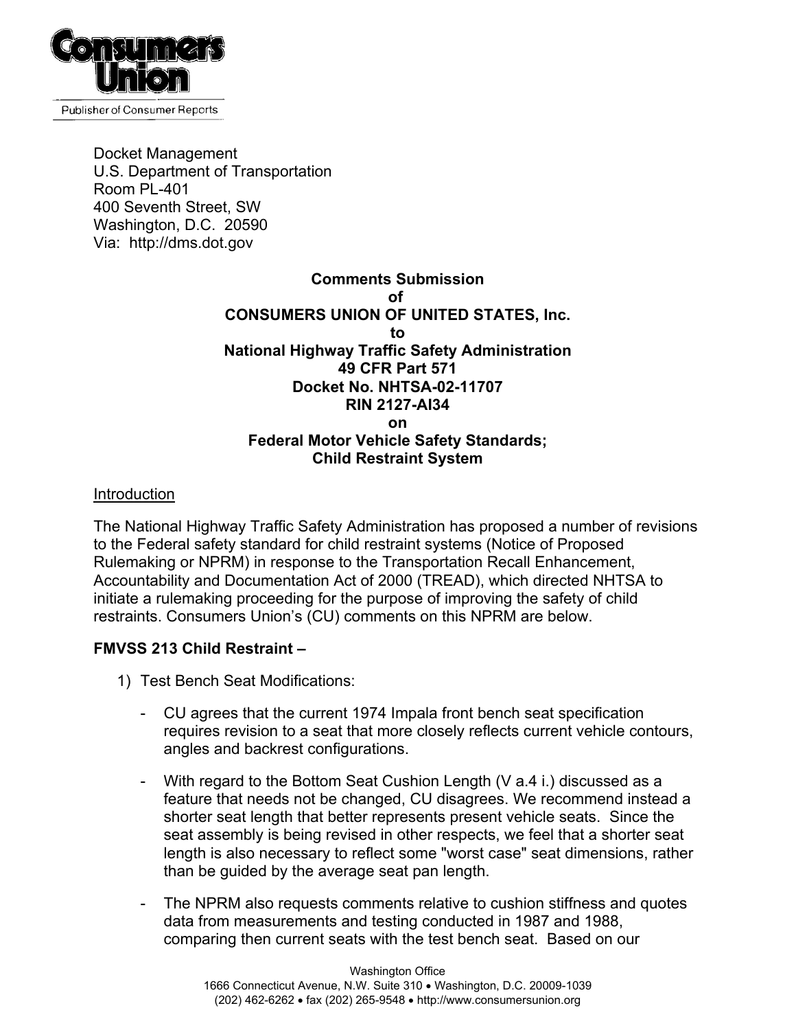Consumers Union

Publisher of Consumer Reports

Docket Management
U.S. Department of Transportation
Room PL-401
400 Seventh Street, SW
Washington, D.C. 20590
Via: http://dms.dot.gov

**Comments Submission**
**of**
**CONSUMERS UNION OF UNITED STATES, Inc.**
**to**
**National Highway Traffic Safety Administration**
**49 CFR Part 571**
**Docket No. NHTSA-02-11707**
**RIN 2127-AI34**
**on**
**Federal Motor Vehicle Safety Standards;**
**Child Restraint System**

Introduction

The National Highway Traffic Safety Administration has proposed a number of revisions to the Federal safety standard for child restraint systems (Notice of Proposed Rulemaking or NPRM) in response to the Transportation Recall Enhancement, Accountability and Documentation Act of 2000 (TREAD), which directed NHTSA to initiate a rulemaking proceeding for the purpose of improving the safety of child restraints. Consumers Union's (CU) comments on this NPRM are below.

**FMVSS 213 Child Restraint –**

1) Test Bench Seat Modifications:

   - CU agrees that the current 1974 Impala front bench seat specification requires revision to a seat that more closely reflects current vehicle contours, angles and backrest configurations.

   - With regard to the Bottom Seat Cushion Length (V a.4 i.) discussed as a feature that needs not be changed, CU disagrees. We recommend instead a shorter seat length that better represents present vehicle seats. Since the seat assembly is being revised in other respects, we feel that a shorter seat length is also necessary to reflect some "worst case" seat dimensions, rather than be guided by the average seat pan length.

   - The NPRM also requests comments relative to cushion stiffness and quotes data from measurements and testing conducted in 1987 and 1988, comparing then current seats with the test bench seat. Based on our

Washington Office
1666 Connecticut Avenue, N.W. Suite 310 • Washington, D.C. 20009-1039
(202) 462-6262 • fax (202) 265-9548 • http://www.consumersunion.org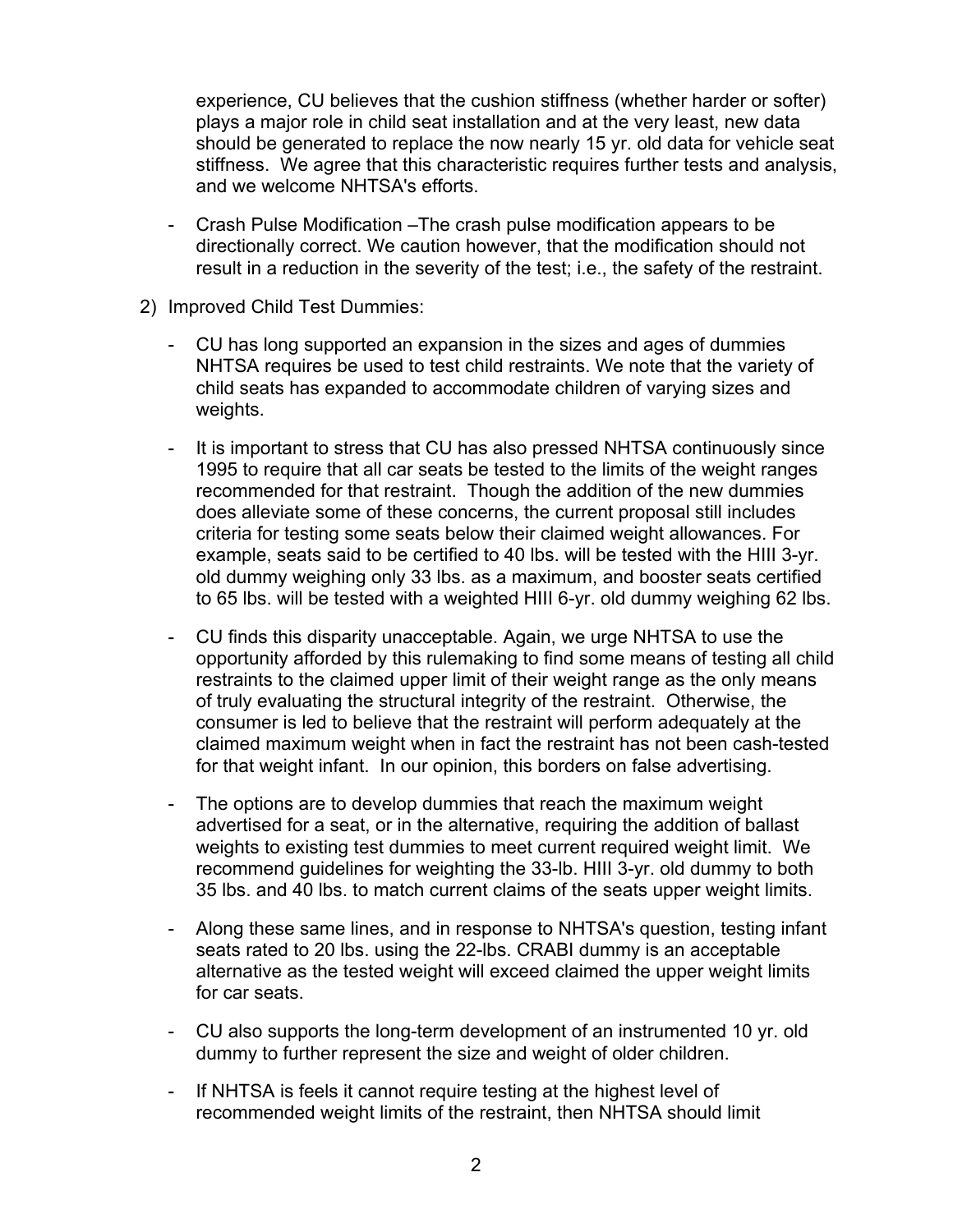experience, CU believes that the cushion stiffness (whether harder or softer) plays a major role in child seat installation and at the very least, new data should be generated to replace the now nearly 15 yr. old data for vehicle seat stiffness. We agree that this characteristic requires further tests and analysis, and we welcome NHTSA's efforts.

- Crash Pulse Modification –The crash pulse modification appears to be directionally correct. We caution however, that the modification should not result in a reduction in the severity of the test; i.e., the safety of the restraint.

2) Improved Child Test Dummies:

   - CU has long supported an expansion in the sizes and ages of dummies NHTSA requires be used to test child restraints. We note that the variety of child seats has expanded to accommodate children of varying sizes and weights.

   - It is important to stress that CU has also pressed NHTSA continuously since 1995 to require that all car seats be tested to the limits of the weight ranges recommended for that restraint. Though the addition of the new dummies does alleviate some of these concerns, the current proposal still includes criteria for testing some seats below their claimed weight allowances. For example, seats said to be certified to 40 lbs. will be tested with the HIII 3-yr. old dummy weighing only 33 lbs. as a maximum, and booster seats certified to 65 lbs. will be tested with a weighted HIII 6-yr. old dummy weighing 62 lbs.

   - CU finds this disparity unacceptable. Again, we urge NHTSA to use the opportunity afforded by this rulemaking to find some means of testing all child restraints to the claimed upper limit of their weight range as the only means of truly evaluating the structural integrity of the restraint. Otherwise, the consumer is led to believe that the restraint will perform adequately at the claimed maximum weight when in fact the restraint has not been cash-tested for that weight infant. In our opinion, this borders on false advertising.

   - The options are to develop dummies that reach the maximum weight advertised for a seat, or in the alternative, requiring the addition of ballast weights to existing test dummies to meet current required weight limit. We recommend guidelines for weighting the 33-lb. HIII 3-yr. old dummy to both 35 lbs. and 40 lbs. to match current claims of the seats upper weight limits.

   - Along these same lines, and in response to NHTSA's question, testing infant seats rated to 20 lbs. using the 22-lbs. CRABI dummy is an acceptable alternative as the tested weight will exceed claimed the upper weight limits for car seats.

   - CU also supports the long-term development of an instrumented 10 yr. old dummy to further represent the size and weight of older children.

   - If NHTSA is feels it cannot require testing at the highest level of recommended weight limits of the restraint, then NHTSA should limit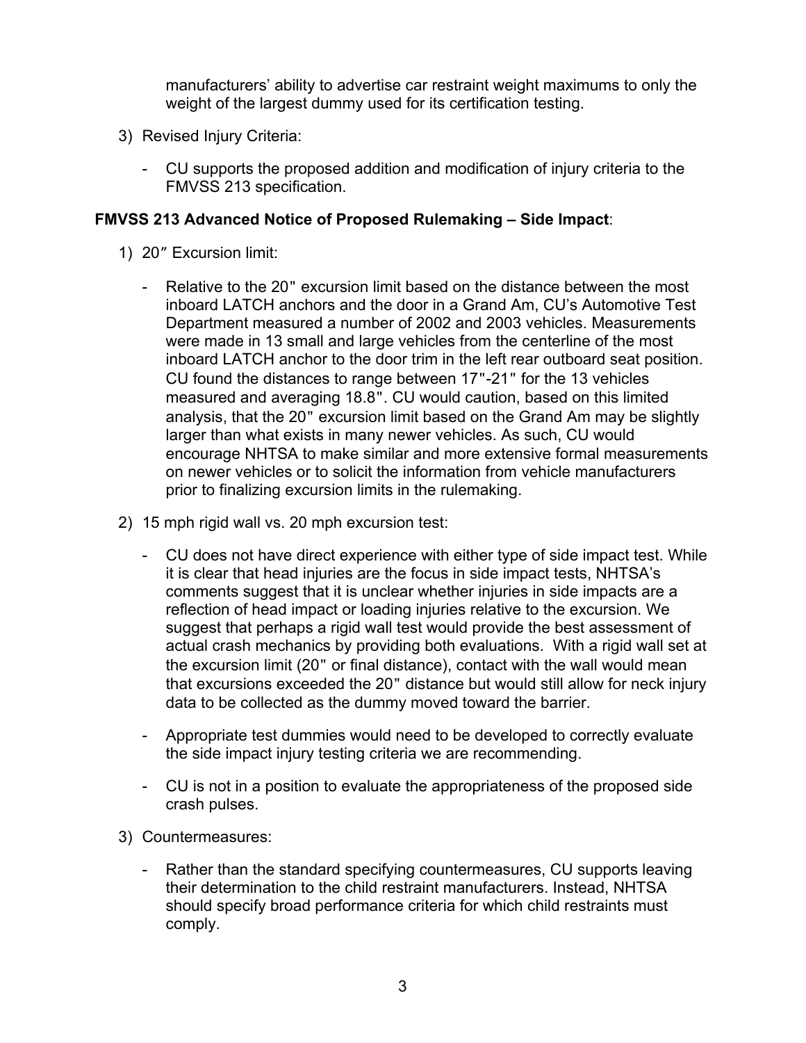manufacturers' ability to advertise car restraint weight maximums to only the weight of the largest dummy used for its certification testing.

3) Revised Injury Criteria:

   - CU supports the proposed addition and modification of injury criteria to the FMVSS 213 specification.

**FMVSS 213 Advanced Notice of Proposed Rulemaking – Side Impact**:

1) 20″ Excursion limit:

   - Relative to the 20" excursion limit based on the distance between the most inboard LATCH anchors and the door in a Grand Am, CU's Automotive Test Department measured a number of 2002 and 2003 vehicles. Measurements were made in 13 small and large vehicles from the centerline of the most inboard LATCH anchor to the door trim in the left rear outboard seat position. CU found the distances to range between 17"-21" for the 13 vehicles measured and averaging 18.8". CU would caution, based on this limited analysis, that the 20" excursion limit based on the Grand Am may be slightly larger than what exists in many newer vehicles. As such, CU would encourage NHTSA to make similar and more extensive formal measurements on newer vehicles or to solicit the information from vehicle manufacturers prior to finalizing excursion limits in the rulemaking.

2) 15 mph rigid wall vs. 20 mph excursion test:

   - CU does not have direct experience with either type of side impact test. While it is clear that head injuries are the focus in side impact tests, NHTSA's comments suggest that it is unclear whether injuries in side impacts are a reflection of head impact or loading injuries relative to the excursion. We suggest that perhaps a rigid wall test would provide the best assessment of actual crash mechanics by providing both evaluations. With a rigid wall set at the excursion limit (20" or final distance), contact with the wall would mean that excursions exceeded the 20" distance but would still allow for neck injury data to be collected as the dummy moved toward the barrier.

   - Appropriate test dummies would need to be developed to correctly evaluate the side impact injury testing criteria we are recommending.

   - CU is not in a position to evaluate the appropriateness of the proposed side crash pulses.

3) Countermeasures:

   - Rather than the standard specifying countermeasures, CU supports leaving their determination to the child restraint manufacturers. Instead, NHTSA should specify broad performance criteria for which child restraints must comply.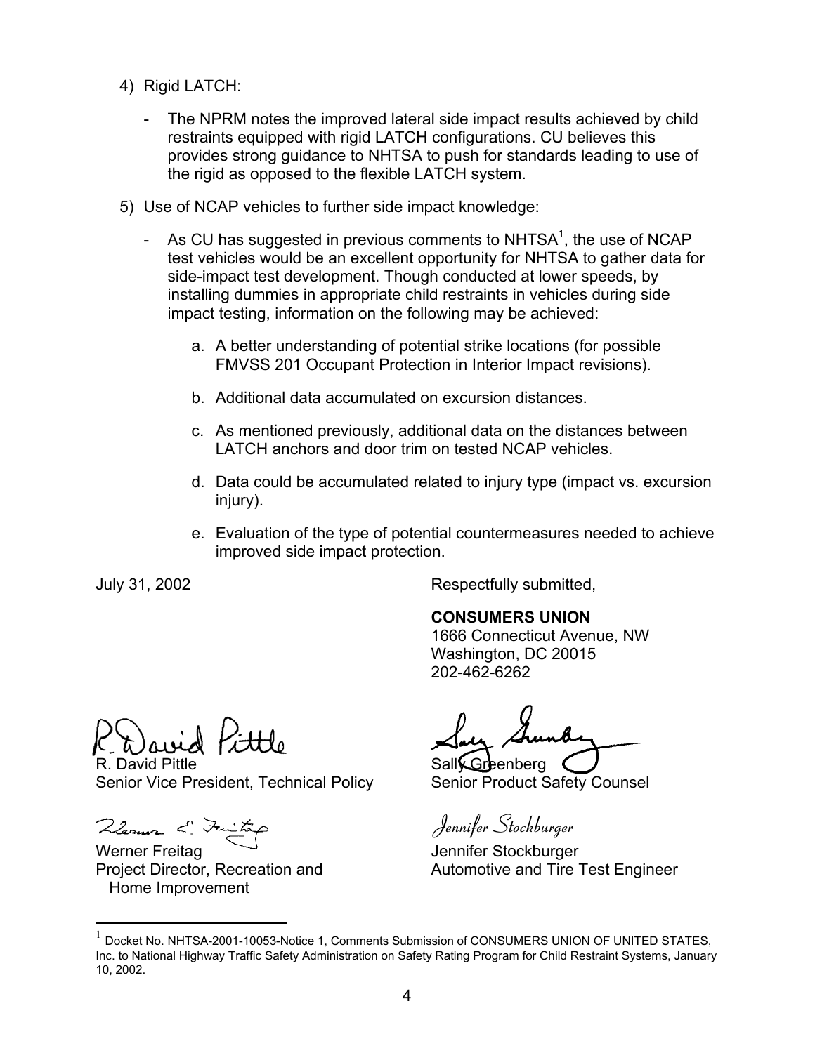4) Rigid LATCH:

   - The NPRM notes the improved lateral side impact results achieved by child restraints equipped with rigid LATCH configurations. CU believes this provides strong guidance to NHTSA to push for standards leading to use of the rigid as opposed to the flexible LATCH system.

5) Use of NCAP vehicles to further side impact knowledge:

   - As CU has suggested in previous comments to NHTSA[1], the use of NCAP test vehicles would be an excellent opportunity for NHTSA to gather data for side-impact test development. Though conducted at lower speeds, by installing dummies in appropriate child restraints in vehicles during side impact testing, information on the following may be achieved:

     a. A better understanding of potential strike locations (for possible FMVSS 201 Occupant Protection in Interior Impact revisions).

     b. Additional data accumulated on excursion distances.

     c. As mentioned previously, additional data on the distances between LATCH anchors and door trim on tested NCAP vehicles.

     d. Data could be accumulated related to injury type (impact vs. excursion injury).

     e. Evaluation of the type of potential countermeasures needed to achieve improved side impact protection.

July 31, 2002

Respectfully submitted,

**CONSUMERS UNION**
1666 Connecticut Avenue, NW
Washington, DC 20015
202-462-6262

R. David Pittle
Senior Vice President, Technical Policy

Sally Greenberg
Senior Product Safety Counsel

Werner Freitag
Project Director, Recreation and Home Improvement

Jennifer Stockburger
Automotive and Tire Test Engineer

---

[1] Docket No. NHTSA-2001-10053-Notice 1, Comments Submission of CONSUMERS UNION OF UNITED STATES, Inc. to National Highway Traffic Safety Administration on Safety Rating Program for Child Restraint Systems, January 10, 2002.